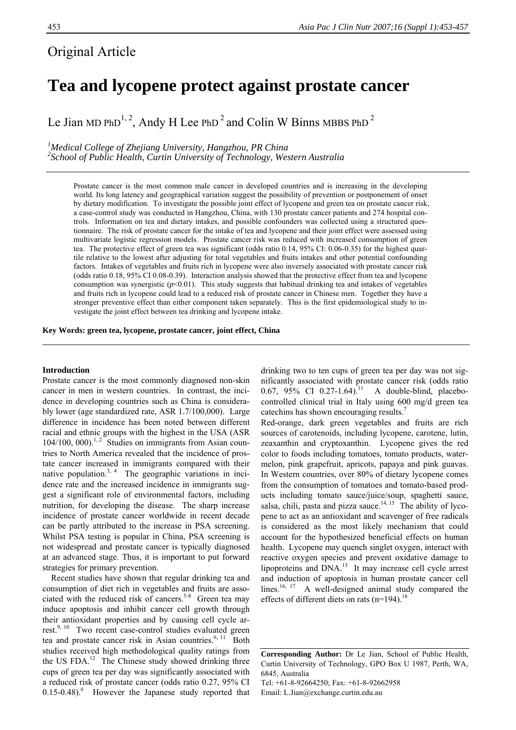Original Article

# Tea and lycopene protect against prostate cancer

Le Jian MD PhD[1, 2], Andy H Lee PhD[2] and Colin W Binns MBBS PhD[2]

[1]*Medical College of Zhejiang University, Hangzhou, PR China*
[2]*School of Public Health, Curtin University of Technology, Western Australia*

Prostate cancer is the most common male cancer in developed countries and is increasing in the developing world. Its long latency and geographical variation suggest the possibility of prevention or postponement of onset by dietary modification. To investigate the possible joint effect of lycopene and green tea on prostate cancer risk, a case-control study was conducted in Hangzhou, China, with 130 prostate cancer patients and 274 hospital controls. Information on tea and dietary intakes, and possible confounders was collected using a structured questionnaire. The risk of prostate cancer for the intake of tea and lycopene and their joint effect were assessed using multivariate logistic regression models. Prostate cancer risk was reduced with increased consumption of green tea. The protective effect of green tea was significant (odds ratio 0.14, 95% CI: 0.06-0.35) for the highest quartile relative to the lowest after adjusting for total vegetables and fruits intakes and other potential confounding factors. Intakes of vegetables and fruits rich in lycopene were also inversely associated with prostate cancer risk (odds ratio 0.18, 95% CI 0.08-0.39). Interaction analysis showed that the protective effect from tea and lycopene consumption was synergistic ($p$<0.01). This study suggests that habitual drinking tea and intakes of vegetables and fruits rich in lycopene could lead to a reduced risk of prostate cancer in Chinese men. Together they have a stronger preventive effect than either component taken separately. This is the first epidemiological study to investigate the joint effect between tea drinking and lycopene intake.

**Key Words: green tea, lycopene, prostate cancer, joint effect, China**

## Introduction

Prostate cancer is the most commonly diagnosed non-skin cancer in men in western countries. In contrast, the incidence in developing countries such as China is considerably lower (age standardized rate, ASR 1.7/100,000). Large difference in incidence has been noted between different racial and ethnic groups with the highest in the USA (ASR 104/100, 000).[1, 2] Studies on immigrants from Asian countries to North America revealed that the incidence of prostate cancer increased in immigrants compared with their native population.[3, 4] The geographic variations in incidence rate and the increased incidence in immigrants suggest a significant role of environmental factors, including nutrition, for developing the disease. The sharp increase incidence of prostate cancer worldwide in recent decade can be partly attributed to the increase in PSA screening. Whilst PSA testing is popular in China, PSA screening is not widespread and prostate cancer is typically diagnosed at an advanced stage. Thus, it is important to put forward strategies for primary prevention.

Recent studies have shown that regular drinking tea and consumption of diet rich in vegetables and fruits are associated with the reduced risk of cancers.[5-8] Green tea may induce apoptosis and inhibit cancer cell growth through their antioxidant properties and by causing cell cycle arrest.[9, 10] Two recent case-control studies evaluated green tea and prostate cancer risk in Asian countries.[6, 11] Both studies received high methodological quality ratings from the US FDA.[12] The Chinese study showed drinking three cups of green tea per day was significantly associated with a reduced risk of prostate cancer (odds ratio 0.27, 95% CI 0.15-0.48).[6] However the Japanese study reported that drinking two to ten cups of green tea per day was not significantly associated with prostate cancer risk (odds ratio 0.67, 95% CI 0.27-1.64).[11] A double-blind, placebo-controlled clinical trial in Italy using 600 mg/d green tea catechins has shown encouraging results.[7]

Red-orange, dark green vegetables and fruits are rich sources of carotenoids, including lycopene, carotene, lutin, zeaxanthin and cryptoxanthin. Lycopene gives the red color to foods including tomatoes, tomato products, watermelon, pink grapefruit, apricots, papaya and pink guavas. In Western countries, over 80% of dietary lycopene comes from the consumption of tomatoes and tomato-based products including tomato sauce/juice/soup, spaghetti sauce, salsa, chili, pasta and pizza sauce.[14, 15] The ability of lycopene to act as an antioxidant and scavenger of free radicals is considered as the most likely mechanism that could account for the hypothesized beneficial effects on human health. Lycopene may quench singlet oxygen, interact with reactive oxygen species and prevent oxidative damage to lipoproteins and DNA.[13] It may increase cell cycle arrest and induction of apoptosis in human prostate cancer cell lines.[16, 17] A well-designed animal study compared the effects of different diets on rats (n=194).[18]

**Corresponding Author:** Dr Le Jian, School of Public Health, Curtin University of Technology, GPO Box U 1987, Perth, WA, 6845, Australia
Tel: +61-8-92664250; Fax: +61-8-92662958
Email: L.Jian@exchange.curtin.edu.au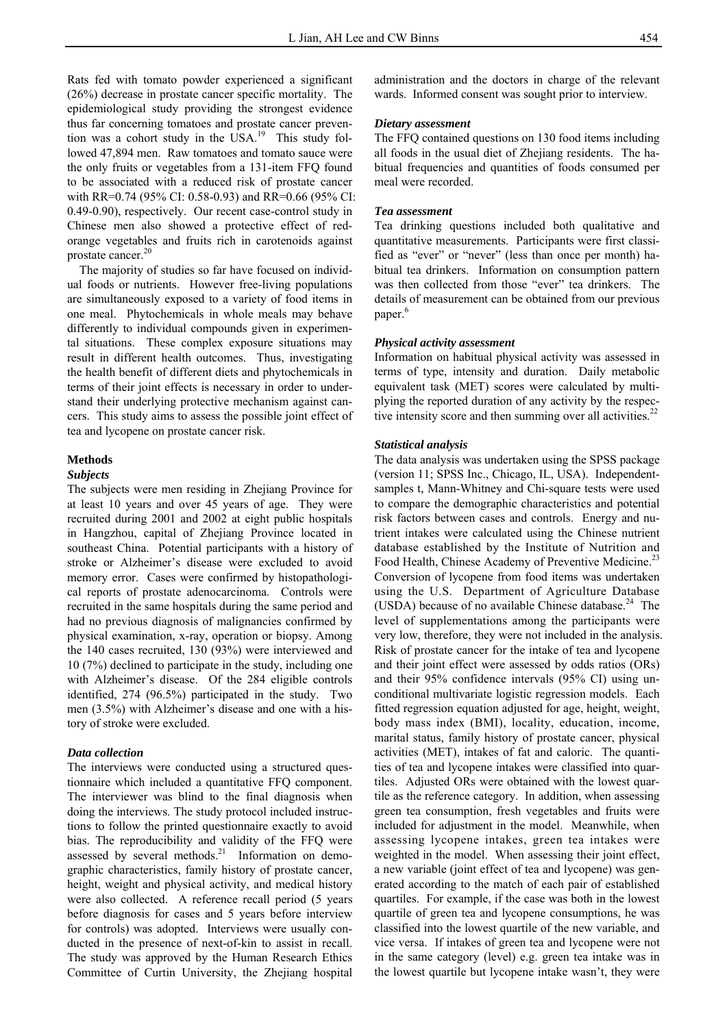Rats fed with tomato powder experienced a significant (26%) decrease in prostate cancer specific mortality. The epidemiological study providing the strongest evidence thus far concerning tomatoes and prostate cancer prevention was a cohort study in the USA.[19] This study followed 47,894 men. Raw tomatoes and tomato sauce were the only fruits or vegetables from a 131-item FFQ found to be associated with a reduced risk of prostate cancer with RR=0.74 (95% CI: 0.58-0.93) and RR=0.66 (95% CI: 0.49-0.90), respectively. Our recent case-control study in Chinese men also showed a protective effect of red-orange vegetables and fruits rich in carotenoids against prostate cancer.[20]

The majority of studies so far have focused on individual foods or nutrients. However free-living populations are simultaneously exposed to a variety of food items in one meal. Phytochemicals in whole meals may behave differently to individual compounds given in experimental situations. These complex exposure situations may result in different health outcomes. Thus, investigating the health benefit of different diets and phytochemicals in terms of their joint effects is necessary in order to understand their underlying protective mechanism against cancers. This study aims to assess the possible joint effect of tea and lycopene on prostate cancer risk.

## Methods

### *Subjects*

The subjects were men residing in Zhejiang Province for at least 10 years and over 45 years of age. They were recruited during 2001 and 2002 at eight public hospitals in Hangzhou, capital of Zhejiang Province located in southeast China. Potential participants with a history of stroke or Alzheimer's disease were excluded to avoid memory error. Cases were confirmed by histopathological reports of prostate adenocarcinoma. Controls were recruited in the same hospitals during the same period and had no previous diagnosis of malignancies confirmed by physical examination, x-ray, operation or biopsy. Among the 140 cases recruited, 130 (93%) were interviewed and 10 (7%) declined to participate in the study, including one with Alzheimer's disease. Of the 284 eligible controls identified, 274 (96.5%) participated in the study. Two men (3.5%) with Alzheimer's disease and one with a history of stroke were excluded.

### *Data collection*

The interviews were conducted using a structured questionnaire which included a quantitative FFQ component. The interviewer was blind to the final diagnosis when doing the interviews. The study protocol included instructions to follow the printed questionnaire exactly to avoid bias. The reproducibility and validity of the FFQ were assessed by several methods.[21] Information on demographic characteristics, family history of prostate cancer, height, weight and physical activity, and medical history were also collected. A reference recall period (5 years before diagnosis for cases and 5 years before interview for controls) was adopted. Interviews were usually conducted in the presence of next-of-kin to assist in recall. The study was approved by the Human Research Ethics Committee of Curtin University, the Zhejiang hospital administration and the doctors in charge of the relevant wards. Informed consent was sought prior to interview.

### *Dietary assessment*

The FFQ contained questions on 130 food items including all foods in the usual diet of Zhejiang residents. The habitual frequencies and quantities of foods consumed per meal were recorded.

### *Tea assessment*

Tea drinking questions included both qualitative and quantitative measurements. Participants were first classified as "ever" or "never" (less than once per month) habitual tea drinkers. Information on consumption pattern was then collected from those "ever" tea drinkers. The details of measurement can be obtained from our previous paper.[6]

### *Physical activity assessment*

Information on habitual physical activity was assessed in terms of type, intensity and duration. Daily metabolic equivalent task (MET) scores were calculated by multiplying the reported duration of any activity by the respective intensity score and then summing over all activities.[22]

### *Statistical analysis*

The data analysis was undertaken using the SPSS package (version 11; SPSS Inc., Chicago, IL, USA). Independent-samples t, Mann-Whitney and Chi-square tests were used to compare the demographic characteristics and potential risk factors between cases and controls. Energy and nutrient intakes were calculated using the Chinese nutrient database established by the Institute of Nutrition and Food Health, Chinese Academy of Preventive Medicine.[23] Conversion of lycopene from food items was undertaken using the U.S. Department of Agriculture Database (USDA) because of no available Chinese database.[24] The level of supplementations among the participants were very low, therefore, they were not included in the analysis. Risk of prostate cancer for the intake of tea and lycopene and their joint effect were assessed by odds ratios (ORs) and their 95% confidence intervals (95% CI) using unconditional multivariate logistic regression models. Each fitted regression equation adjusted for age, height, weight, body mass index (BMI), locality, education, income, marital status, family history of prostate cancer, physical activities (MET), intakes of fat and caloric. The quantities of tea and lycopene intakes were classified into quartiles. Adjusted ORs were obtained with the lowest quartile as the reference category. In addition, when assessing green tea consumption, fresh vegetables and fruits were included for adjustment in the model. Meanwhile, when assessing lycopene intakes, green tea intakes were weighted in the model. When assessing their joint effect, a new variable (joint effect of tea and lycopene) was generated according to the match of each pair of established quartiles. For example, if the case was both in the lowest quartile of green tea and lycopene consumptions, he was classified into the lowest quartile of the new variable, and vice versa. If intakes of green tea and lycopene were not in the same category (level) e.g. green tea intake was in the lowest quartile but lycopene intake wasn't, they were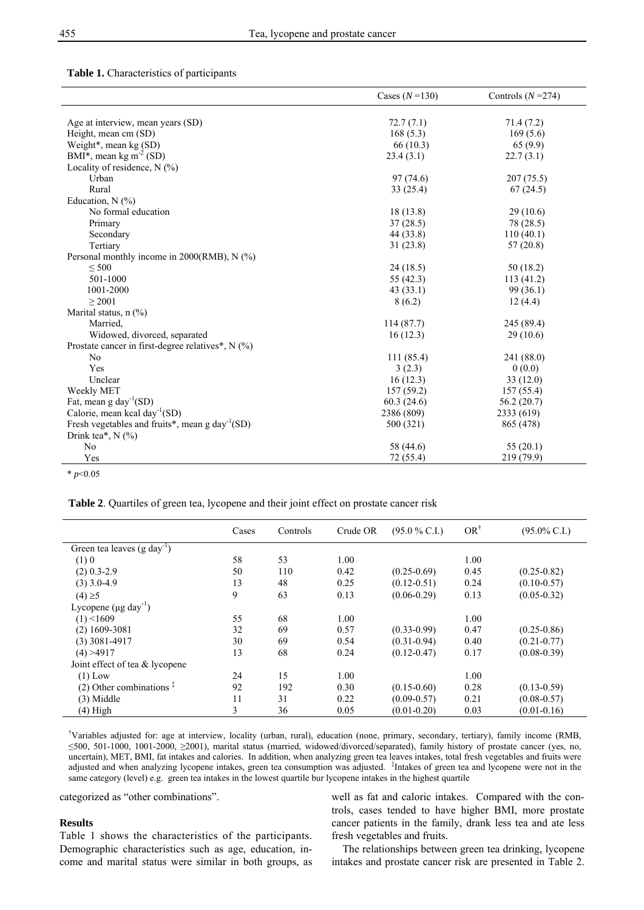**Table 1.** Characteristics of participants

| | Cases ($N$ =130) | Controls ($N$ =274) |
|---|---|---|
| Age at interview, mean years (SD) | 72.7 (7.1) | 71.4 (7.2) |
| Height, mean cm (SD) | 168 (5.3) | 169 (5.6) |
| Weight*, mean kg (SD) | 66 (10.3) | 65 (9.9) |
| BMI*, mean kg m$^{-2}$ (SD) | 23.4 (3.1) | 22.7 (3.1) |
| Locality of residence, N (%) | | |
| Urban | 97 (74.6) | 207 (75.5) |
| Rural | 33 (25.4) | 67 (24.5) |
| Education, N (%) | | |
| No formal education | 18 (13.8) | 29 (10.6) |
| Primary | 37 (28.5) | 78 (28.5) |
| Secondary | 44 (33.8) | 110 (40.1) |
| Tertiary | 31 (23.8) | 57 (20.8) |
| Personal monthly income in 2000(RMB), N (%) | | |
| ≤ 500 | 24 (18.5) | 50 (18.2) |
| 501-1000 | 55 (42.3) | 113 (41.2) |
| 1001-2000 | 43 (33.1) | 99 (36.1) |
| ≥ 2001 | 8 (6.2) | 12 (4.4) |
| Marital status, n (%) | | |
| Married, | 114 (87.7) | 245 (89.4) |
| Widowed, divorced, separated | 16 (12.3) | 29 (10.6) |
| Prostate cancer in first-degree relatives*, N (%) | | |
| No | 111 (85.4) | 241 (88.0) |
| Yes | 3 (2.3) | 0 (0.0) |
| Unclear | 16 (12.3) | 33 (12.0) |
| Weekly MET | 157 (59.2) | 157 (55.4) |
| Fat, mean g day$^{-1}$(SD) | 60.3 (24.6) | 56.2 (20.7) |
| Calorie, mean kcal day$^{-1}$(SD) | 2386 (809) | 2333 (619) |
| Fresh vegetables and fruits*, mean g day$^{-1}$(SD) | 500 (321) | 865 (478) |
| Drink tea*, N (%) | | |
| No | 58 (44.6) | 55 (20.1) |
| Yes | 72 (55.4) | 219 (79.9) |

* $p$<0.05

**Table 2**. Quartiles of green tea, lycopene and their joint effect on prostate cancer risk

| | Cases | Controls | Crude OR | (95.0 % C.I.) | OR[†] | (95.0% C.I.) |
|---|---|---|---|---|---|---|
| Green tea leaves (g day$^{-1}$) | | | | | | |
| (1) 0 | 58 | 53 | 1.00 | | 1.00 | |
| (2) 0.3-2.9 | 50 | 110 | 0.42 | (0.25-0.69) | 0.45 | (0.25-0.82) |
| (3) 3.0-4.9 | 13 | 48 | 0.25 | (0.12-0.51) | 0.24 | (0.10-0.57) |
| (4) ≥5 | 9 | 63 | 0.13 | (0.06-0.29) | 0.13 | (0.05-0.32) |
| Lycopene (μg day$^{-1}$) | | | | | | |
| (1) <1609 | 55 | 68 | 1.00 | | 1.00 | |
| (2) 1609-3081 | 32 | 69 | 0.57 | (0.33-0.99) | 0.47 | (0.25-0.86) |
| (3) 3081-4917 | 30 | 69 | 0.54 | (0.31-0.94) | 0.40 | (0.21-0.77) |
| (4) >4917 | 13 | 68 | 0.24 | (0.12-0.47) | 0.17 | (0.08-0.39) |
| Joint effect of tea & lycopene | | | | | | |
| (1) Low | 24 | 15 | 1.00 | | 1.00 | |
| (2) Other combinations [‡] | 92 | 192 | 0.30 | (0.15-0.60) | 0.28 | (0.13-0.59) |
| (3) Middle | 11 | 31 | 0.22 | (0.09-0.57) | 0.21 | (0.08-0.57) |
| (4) High | 3 | 36 | 0.05 | (0.01-0.20) | 0.03 | (0.01-0.16) |

[†]Variables adjusted for: age at interview, locality (urban, rural), education (none, primary, secondary, tertiary), family income (RMB, ≤500, 501-1000, 1001-2000, ≥2001), marital status (married, widowed/divorced/separated), family history of prostate cancer (yes, no, uncertain), MET, BMI, fat intakes and calories. In addition, when analyzing green tea leaves intakes, total fresh vegetables and fruits were adjusted and when analyzing lycopene intakes, green tea consumption was adjusted. [‡]Intakes of green tea and lycopene were not in the same category (level) e.g. green tea intakes in the lowest quartile bur lycopene intakes in the highest quartile categorized as "other combinations".

### Results

Table 1 shows the characteristics of the participants. Demographic characteristics such as age, education, income and marital status were similar in both groups, as well as fat and caloric intakes. Compared with the controls, cases tended to have higher BMI, more prostate cancer patients in the family, drank less tea and ate less fresh vegetables and fruits.

The relationships between green tea drinking, lycopene intakes and prostate cancer risk are presented in Table 2.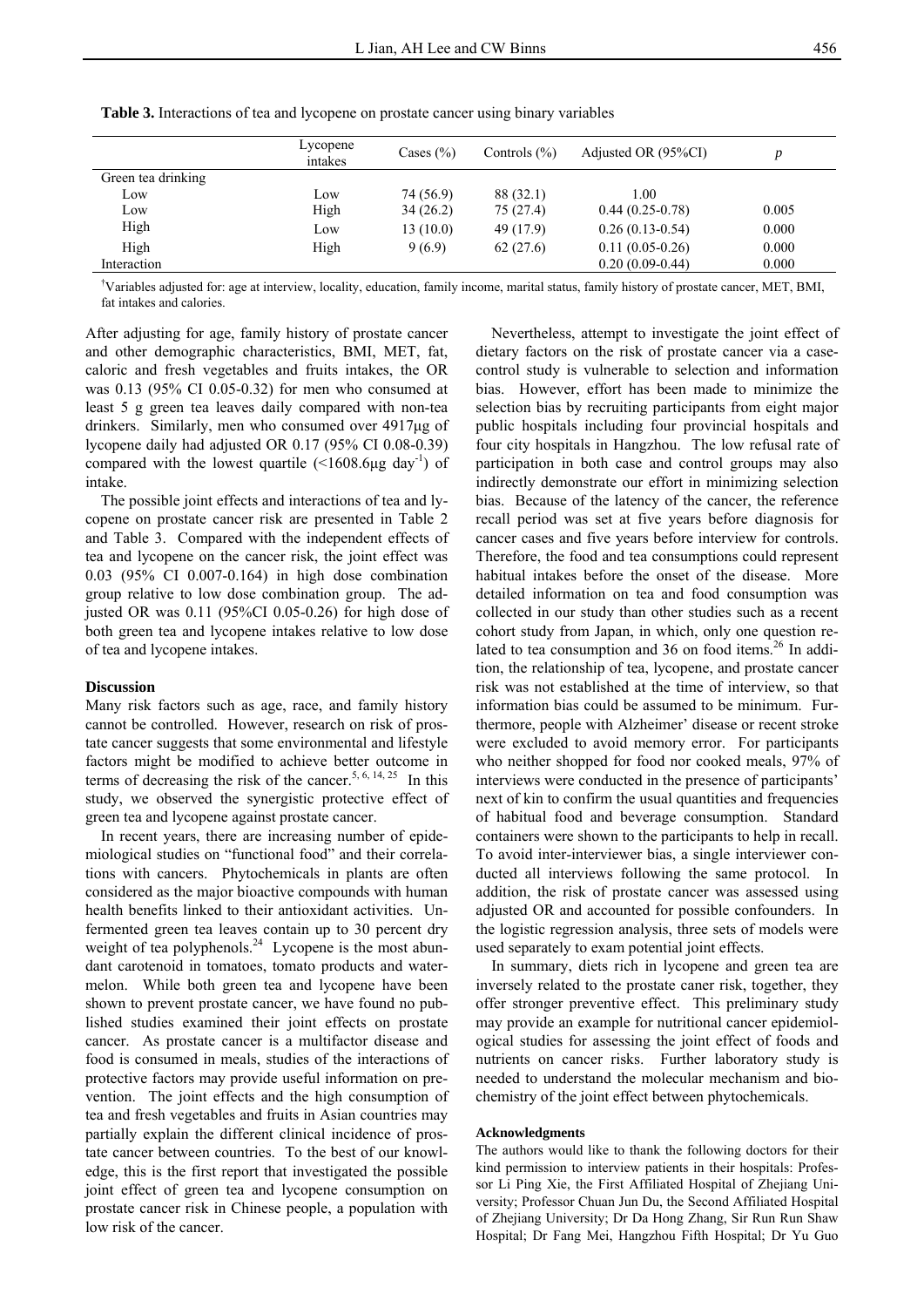**Table 3.** Interactions of tea and lycopene on prostate cancer using binary variables

| | Lycopene intakes | Cases (%) | Controls (%) | Adjusted OR (95%CI) | p |
|---|---|---|---|---|---|
| Green tea drinking | | | | | |
| Low | Low | 74 (56.9) | 88 (32.1) | 1.00 | |
| Low | High | 34 (26.2) | 75 (27.4) | 0.44 (0.25-0.78) | 0.005 |
| High | Low | 13 (10.0) | 49 (17.9) | 0.26 (0.13-0.54) | 0.000 |
| High | High | 9 (6.9) | 62 (27.6) | 0.11 (0.05-0.26) | 0.000 |
| Interaction | | | | 0.20 (0.09-0.44) | 0.000 |

[†]Variables adjusted for: age at interview, locality, education, family income, marital status, family history of prostate cancer, MET, BMI, fat intakes and calories.

After adjusting for age, family history of prostate cancer and other demographic characteristics, BMI, MET, fat, caloric and fresh vegetables and fruits intakes, the OR was 0.13 (95% CI 0.05-0.32) for men who consumed at least 5 g green tea leaves daily compared with non-tea drinkers. Similarly, men who consumed over 4917μg of lycopene daily had adjusted OR 0.17 (95% CI 0.08-0.39) compared with the lowest quartile (<1608.6μg $day^{-1}$) of intake.

The possible joint effects and interactions of tea and lycopene on prostate cancer risk are presented in Table 2 and Table 3. Compared with the independent effects of tea and lycopene on the cancer risk, the joint effect was 0.03 (95% CI 0.007-0.164) in high dose combination group relative to low dose combination group. The adjusted OR was 0.11 (95%CI 0.05-0.26) for high dose of both green tea and lycopene intakes relative to low dose of tea and lycopene intakes.

### Discussion

Many risk factors such as age, race, and family history cannot be controlled. However, research on risk of prostate cancer suggests that some environmental and lifestyle factors might be modified to achieve better outcome in terms of decreasing the risk of the cancer.[5, 6, 14, 25] In this study, we observed the synergistic protective effect of green tea and lycopene against prostate cancer.

In recent years, there are increasing number of epidemiological studies on "functional food" and their correlations with cancers. Phytochemicals in plants are often considered as the major bioactive compounds with human health benefits linked to their antioxidant activities. Unfermented green tea leaves contain up to 30 percent dry weight of tea polyphenols.[24] Lycopene is the most abundant carotenoid in tomatoes, tomato products and watermelon. While both green tea and lycopene have been shown to prevent prostate cancer, we have found no published studies examined their joint effects on prostate cancer. As prostate cancer is a multifactor disease and food is consumed in meals, studies of the interactions of protective factors may provide useful information on prevention. The joint effects and the high consumption of tea and fresh vegetables and fruits in Asian countries may partially explain the different clinical incidence of prostate cancer between countries. To the best of our knowledge, this is the first report that investigated the possible joint effect of green tea and lycopene consumption on prostate cancer risk in Chinese people, a population with low risk of the cancer.

Nevertheless, attempt to investigate the joint effect of dietary factors on the risk of prostate cancer via a case-control study is vulnerable to selection and information bias. However, effort has been made to minimize the selection bias by recruiting participants from eight major public hospitals including four provincial hospitals and four city hospitals in Hangzhou. The low refusal rate of participation in both case and control groups may also indirectly demonstrate our effort in minimizing selection bias. Because of the latency of the cancer, the reference recall period was set at five years before diagnosis for cancer cases and five years before interview for controls. Therefore, the food and tea consumptions could represent habitual intakes before the onset of the disease. More detailed information on tea and food consumption was collected in our study than other studies such as a recent cohort study from Japan, in which, only one question related to tea consumption and 36 on food items.[26] In addition, the relationship of tea, lycopene, and prostate cancer risk was not established at the time of interview, so that information bias could be assumed to be minimum. Furthermore, people with Alzheimer' disease or recent stroke were excluded to avoid memory error. For participants who neither shopped for food nor cooked meals, 97% of interviews were conducted in the presence of participants' next of kin to confirm the usual quantities and frequencies of habitual food and beverage consumption. Standard containers were shown to the participants to help in recall. To avoid inter-interviewer bias, a single interviewer conducted all interviews following the same protocol. In addition, the risk of prostate cancer was assessed using adjusted OR and accounted for possible confounders. In the logistic regression analysis, three sets of models were used separately to exam potential joint effects.

In summary, diets rich in lycopene and green tea are inversely related to the prostate caner risk, together, they offer stronger preventive effect. This preliminary study may provide an example for nutritional cancer epidemiological studies for assessing the joint effect of foods and nutrients on cancer risks. Further laboratory study is needed to understand the molecular mechanism and biochemistry of the joint effect between phytochemicals.

#### Acknowledgments

The authors would like to thank the following doctors for their kind permission to interview patients in their hospitals: Professor Li Ping Xie, the First Affiliated Hospital of Zhejiang University; Professor Chuan Jun Du, the Second Affiliated Hospital of Zhejiang University; Dr Da Hong Zhang, Sir Run Run Shaw Hospital; Dr Fang Mei, Hangzhou Fifth Hospital; Dr Yu Guo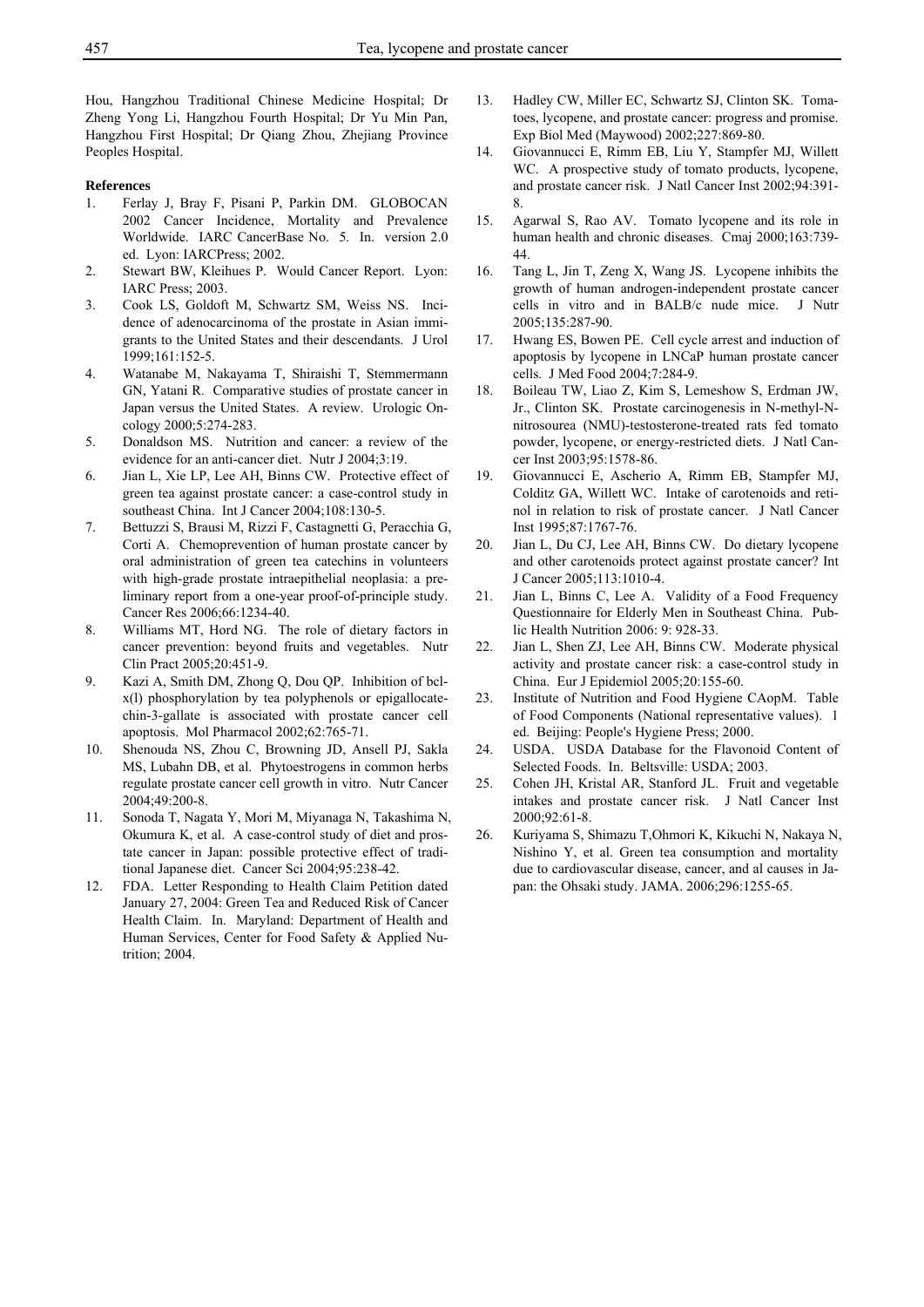Hou, Hangzhou Traditional Chinese Medicine Hospital; Dr Zheng Yong Li, Hangzhou Fourth Hospital; Dr Yu Min Pan, Hangzhou First Hospital; Dr Qiang Zhou, Zhejiang Province Peoples Hospital.

**References**

1. Ferlay J, Bray F, Pisani P, Parkin DM. GLOBOCAN 2002 Cancer Incidence, Mortality and Prevalence Worldwide. IARC CancerBase No. 5. In. version 2.0 ed. Lyon: IARCPress; 2002.
2. Stewart BW, Kleihues P. Would Cancer Report. Lyon: IARC Press; 2003.
3. Cook LS, Goldoft M, Schwartz SM, Weiss NS. Incidence of adenocarcinoma of the prostate in Asian immigrants to the United States and their descendants. J Urol 1999;161:152-5.
4. Watanabe M, Nakayama T, Shiraishi T, Stemmermann GN, Yatani R. Comparative studies of prostate cancer in Japan versus the United States. A review. Urologic Oncology 2000;5:274-283.
5. Donaldson MS. Nutrition and cancer: a review of the evidence for an anti-cancer diet. Nutr J 2004;3:19.
6. Jian L, Xie LP, Lee AH, Binns CW. Protective effect of green tea against prostate cancer: a case-control study in southeast China. Int J Cancer 2004;108:130-5.
7. Bettuzzi S, Brausi M, Rizzi F, Castagnetti G, Peracchia G, Corti A. Chemoprevention of human prostate cancer by oral administration of green tea catechins in volunteers with high-grade prostate intraepithelial neoplasia: a preliminary report from a one-year proof-of-principle study. Cancer Res 2006;66:1234-40.
8. Williams MT, Hord NG. The role of dietary factors in cancer prevention: beyond fruits and vegetables. Nutr Clin Pract 2005;20:451-9.
9. Kazi A, Smith DM, Zhong Q, Dou QP. Inhibition of bcl-x(l) phosphorylation by tea polyphenols or epigallocatechin-3-gallate is associated with prostate cancer cell apoptosis. Mol Pharmacol 2002;62:765-71.
10. Shenouda NS, Zhou C, Browning JD, Ansell PJ, Sakla MS, Lubahn DB, et al. Phytoestrogens in common herbs regulate prostate cancer cell growth in vitro. Nutr Cancer 2004;49:200-8.
11. Sonoda T, Nagata Y, Mori M, Miyanaga N, Takashima N, Okumura K, et al. A case-control study of diet and prostate cancer in Japan: possible protective effect of traditional Japanese diet. Cancer Sci 2004;95:238-42.
12. FDA. Letter Responding to Health Claim Petition dated January 27, 2004: Green Tea and Reduced Risk of Cancer Health Claim. In. Maryland: Department of Health and Human Services, Center for Food Safety & Applied Nutrition; 2004.
13. Hadley CW, Miller EC, Schwartz SJ, Clinton SK. Tomatoes, lycopene, and prostate cancer: progress and promise. Exp Biol Med (Maywood) 2002;227:869-80.
14. Giovannucci E, Rimm EB, Liu Y, Stampfer MJ, Willett WC. A prospective study of tomato products, lycopene, and prostate cancer risk. J Natl Cancer Inst 2002;94:391-8.
15. Agarwal S, Rao AV. Tomato lycopene and its role in human health and chronic diseases. Cmaj 2000;163:739-44.
16. Tang L, Jin T, Zeng X, Wang JS. Lycopene inhibits the growth of human androgen-independent prostate cancer cells in vitro and in BALB/c nude mice. J Nutr 2005;135:287-90.
17. Hwang ES, Bowen PE. Cell cycle arrest and induction of apoptosis by lycopene in LNCaP human prostate cancer cells. J Med Food 2004;7:284-9.
18. Boileau TW, Liao Z, Kim S, Lemeshow S, Erdman JW, Jr., Clinton SK. Prostate carcinogenesis in N-methyl-N-nitrosourea (NMU)-testosterone-treated rats fed tomato powder, lycopene, or energy-restricted diets. J Natl Cancer Inst 2003;95:1578-86.
19. Giovannucci E, Ascherio A, Rimm EB, Stampfer MJ, Colditz GA, Willett WC. Intake of carotenoids and retinol in relation to risk of prostate cancer. J Natl Cancer Inst 1995;87:1767-76.
20. Jian L, Du CJ, Lee AH, Binns CW. Do dietary lycopene and other carotenoids protect against prostate cancer? Int J Cancer 2005;113:1010-4.
21. Jian L, Binns C, Lee A. Validity of a Food Frequency Questionnaire for Elderly Men in Southeast China. Public Health Nutrition 2006: 9: 928-33.
22. Jian L, Shen ZJ, Lee AH, Binns CW. Moderate physical activity and prostate cancer risk: a case-control study in China. Eur J Epidemiol 2005;20:155-60.
23. Institute of Nutrition and Food Hygiene CAopM. Table of Food Components (National representative values). 1 ed. Beijing: People's Hygiene Press; 2000.
24. USDA. USDA Database for the Flavonoid Content of Selected Foods. In. Beltsville: USDA; 2003.
25. Cohen JH, Kristal AR, Stanford JL. Fruit and vegetable intakes and prostate cancer risk. J Natl Cancer Inst 2000;92:61-8.
26. Kuriyama S, Shimazu T,Ohmori K, Kikuchi N, Nakaya N, Nishino Y, et al. Green tea consumption and mortality due to cardiovascular disease, cancer, and al causes in Japan: the Ohsaki study. JAMA. 2006;296:1255-65.